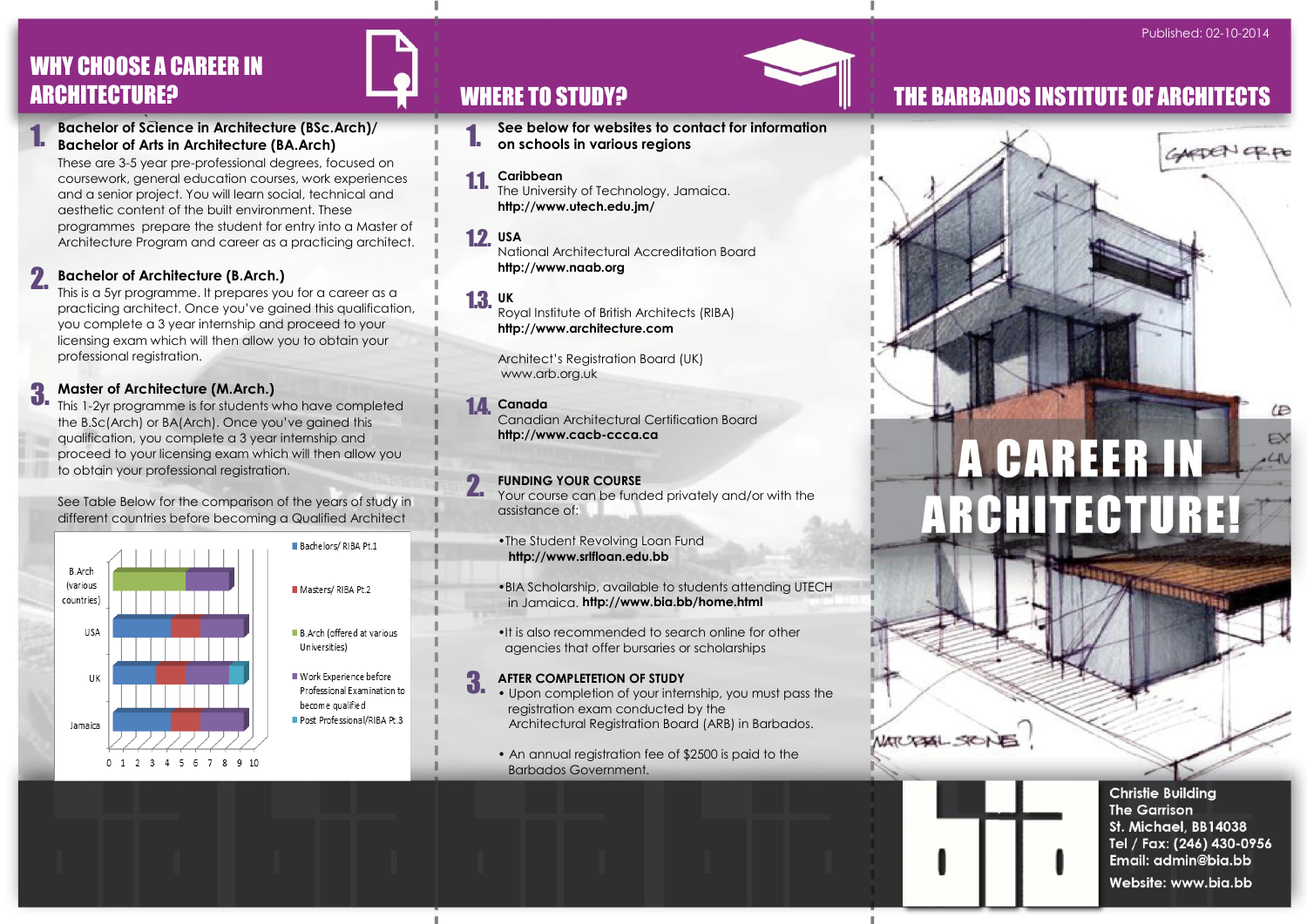Published: 02-10-2014

# WHY CHOOSE A CAREER IN ARCHITECTURE?

**1. Bachelor of Science in Architecture (BSc.Arch)/ Bachelor of Arts in Architecture (BA.Arch)**

These are 3-5 year pre-professional degrees, focused on coursework, general education courses, work experiences and a senior project. You will learn social, technical and aesthetic content of the built environment. These programmes prepare the student for entry into a Master of Architecture Program and career as a practicing architect.

**2. Bachelor of Architecture (B.Arch.)**

This is a 5yr programme. It prepares you for a career as a practicing architect. Once you've gained this qualification, you complete a 3 year internship and proceed to your licensing exam which will then allow you to obtain your professional registration.

**3. Master of Architecture (M.Arch.)**

This 1-2yr programme is for students who have completed the B.Sc(Arch) or BA(Arch). Once you've gained this qualification, you complete a 3 year internship and proceed to your licensing exam which will then allow you to obtain your professional registration.

See Table Below for the comparison of the years of study in different countries before becoming a Qualified Architect

Chart legend:
- Bachelors/ RIBA Pt.1
- Masters/ RIBA Pt.2
- B.Arch (offered at various Universities)
- Work Experience before Professional Examination to become qualified
- Post Professional/RIBA Pt.3

Chart categories: B.Arch (various countries), USA, UK, Jamaica (axis 0–10)

# WHERE TO STUDY?

**1. See below for websites to contact for information on schools in various regions**

**1.1 Caribbean**
The University of Technology, Jamaica.
**http://www.utech.edu.jm/**

**1.2 USA**
National Architectural Accreditation Board
**http://www.naab.org**

**1.3 UK**
Royal Institute of British Architects (RIBA)
**http://www.architecture.com**

Architect's Registration Board (UK)
www.arb.org.uk

**1.4 Canada**
Canadian Architectural Certification Board
**http://www.cacb-ccca.ca**

**2. FUNDING YOUR COURSE**

Your course can be funded privately and/or with the assistance of:

- The Student Revolving Loan Fund **http://www.srlfloan.edu.bb**
- BIA Scholarship, available to students attending UTECH in Jamaica. **http://www.bia.bb/home.html**
- It is also recommended to search online for other agencies that offer bursaries or scholarships

**3. AFTER COMPLETETION OF STUDY**

- Upon completion of your internship, you must pass the registration exam conducted by the Architectural Registration Board (ARB) in Barbados.
- An annual registration fee of $2500 is paid to the Barbados Government.

# THE BARBADOS INSTITUTE OF ARCHITECTS

# A CAREER IN ARCHITECTURE!

bia

**Christie Building**
**The Garrison**
**St. Michael, BB14038**
**Tel / Fax: (246) 430-0956**
**Email: admin@bia.bb**

**Website: www.bia.bb**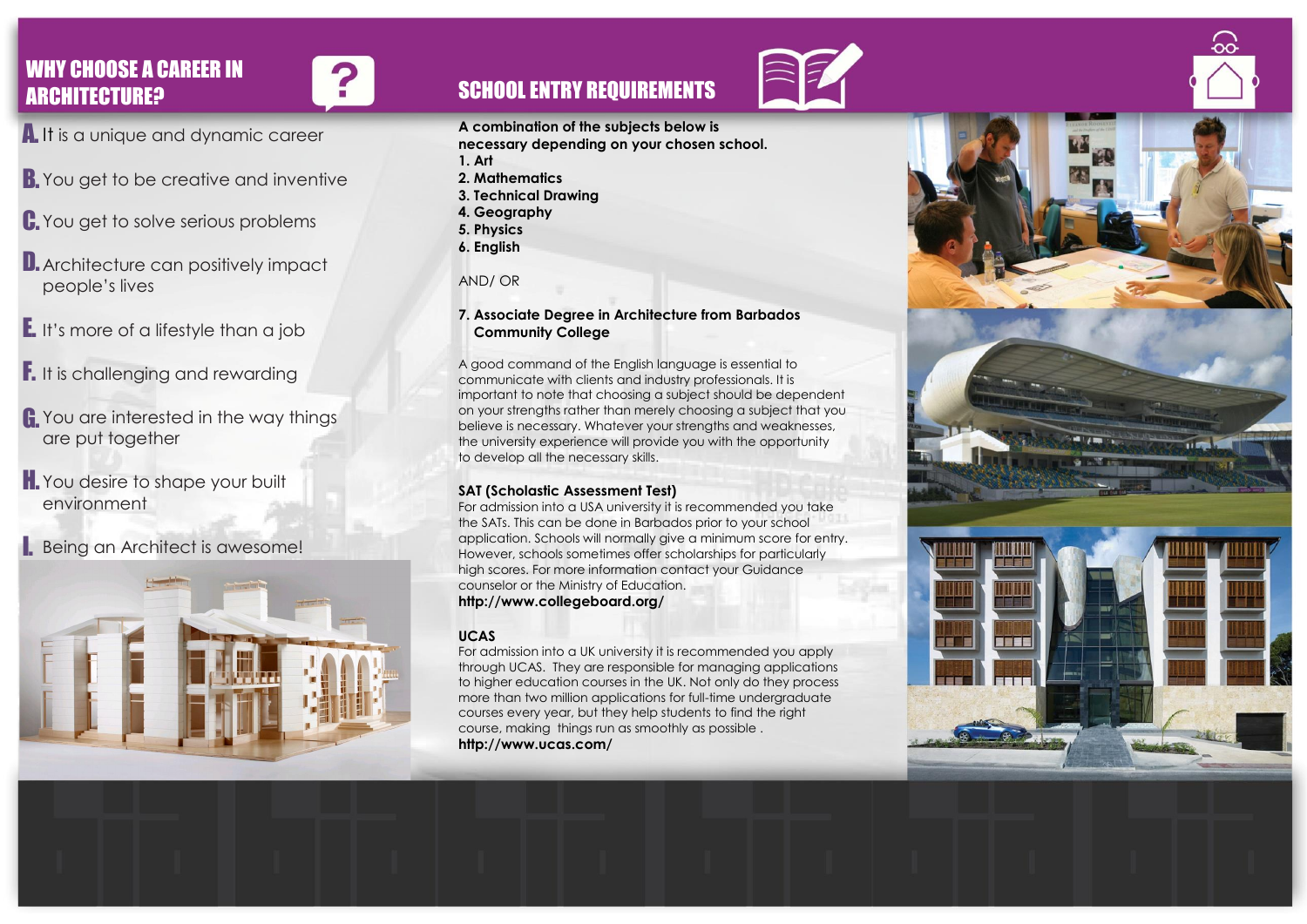## WHY CHOOSE A CAREER IN ARCHITECTURE?

**A.** It is a unique and dynamic career

**B.** You get to be creative and inventive

**C.** You get to solve serious problems

**D.** Architecture can positively impact people's lives

**E.** It's more of a lifestyle than a job

**F.** It is challenging and rewarding

**G.** You are interested in the way things are put together

**H.** You desire to shape your built environment

**I.** Being an Architect is awesome!

## SCHOOL ENTRY REQUIREMENTS

**A combination of the subjects below is necessary depending on your chosen school.**

1. **Art**
2. **Mathematics**
3. **Technical Drawing**
4. **Geography**
5. **Physics**
6. **English**

AND/ OR

7. **Associate Degree in Architecture from Barbados Community College**

A good command of the English language is essential to communicate with clients and industry professionals. It is important to note that choosing a subject should be dependent on your strengths rather than merely choosing a subject that you believe is necessary. Whatever your strengths and weaknesses, the university experience will provide you with the opportunity to develop all the necessary skills.

**SAT (Scholastic Assessment Test)**
For admission into a USA university it is recommended you take the SATs. This can be done in Barbados prior to your school application. Schools will normally give a minimum score for entry. However, schools sometimes offer scholarships for particularly high scores. For more information contact your Guidance counselor or the Ministry of Education.
**http://www.collegeboard.org/**

**UCAS**
For admission into a UK university it is recommended you apply through UCAS. They are responsible for managing applications to higher education courses in the UK. Not only do they process more than two million applications for full-time undergraduate courses every year, but they help students to find the right course, making things run as smoothly as possible .
**http://www.ucas.com/**